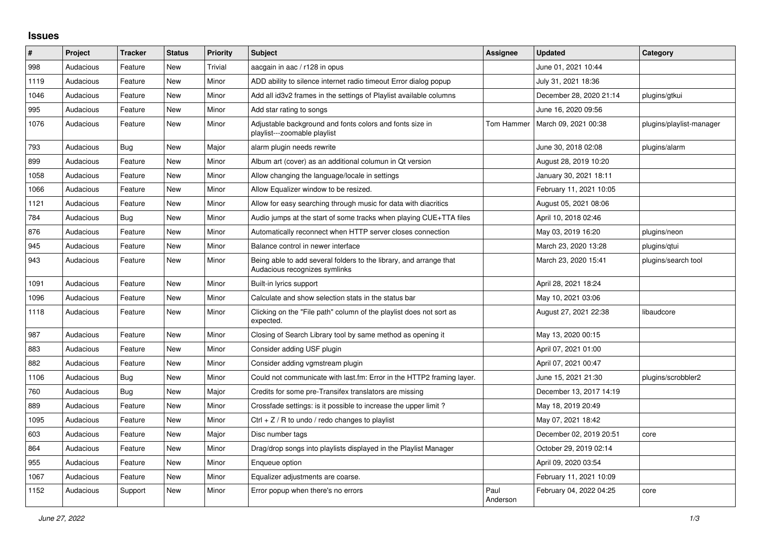## Issues

| # | Project | Tracker | Status | Priority | Subject | Assignee | Updated | Category |
|---|---|---|---|---|---|---|---|---|
| 998 | Audacious | Feature | New | Trivial | aacgain in aac / r128 in opus | | June 01, 2021 10:44 | |
| 1119 | Audacious | Feature | New | Minor | ADD ability to silence internet radio timeout Error dialog popup | | July 31, 2021 18:36 | |
| 1046 | Audacious | Feature | New | Minor | Add all id3v2 frames in the settings of Playlist available columns | | December 28, 2020 21:14 | plugins/gtkui |
| 995 | Audacious | Feature | New | Minor | Add star rating to songs | | June 16, 2020 09:56 | |
| 1076 | Audacious | Feature | New | Minor | Adjustable background and fonts colors and fonts size in playlist---zoomable playlist | Tom Hammer | March 09, 2021 00:38 | plugins/playlist-manager |
| 793 | Audacious | Bug | New | Major | alarm plugin needs rewrite | | June 30, 2018 02:08 | plugins/alarm |
| 899 | Audacious | Feature | New | Minor | Album art (cover) as an additional columun in Qt version | | August 28, 2019 10:20 | |
| 1058 | Audacious | Feature | New | Minor | Allow changing the language/locale in settings | | January 30, 2021 18:11 | |
| 1066 | Audacious | Feature | New | Minor | Allow Equalizer window to be resized. | | February 11, 2021 10:05 | |
| 1121 | Audacious | Feature | New | Minor | Allow for easy searching through music for data with diacritics | | August 05, 2021 08:06 | |
| 784 | Audacious | Bug | New | Minor | Audio jumps at the start of some tracks when playing CUE+TTA files | | April 10, 2018 02:46 | |
| 876 | Audacious | Feature | New | Minor | Automatically reconnect when HTTP server closes connection | | May 03, 2019 16:20 | plugins/neon |
| 945 | Audacious | Feature | New | Minor | Balance control in newer interface | | March 23, 2020 13:28 | plugins/qtui |
| 943 | Audacious | Feature | New | Minor | Being able to add several folders to the library, and arrange that Audacious recognizes symlinks | | March 23, 2020 15:41 | plugins/search tool |
| 1091 | Audacious | Feature | New | Minor | Built-in lyrics support | | April 28, 2021 18:24 | |
| 1096 | Audacious | Feature | New | Minor | Calculate and show selection stats in the status bar | | May 10, 2021 03:06 | |
| 1118 | Audacious | Feature | New | Minor | Clicking on the "File path" column of the playlist does not sort as expected. | | August 27, 2021 22:38 | libaudcore |
| 987 | Audacious | Feature | New | Minor | Closing of Search Library tool by same method as opening it | | May 13, 2020 00:15 | |
| 883 | Audacious | Feature | New | Minor | Consider adding USF plugin | | April 07, 2021 01:00 | |
| 882 | Audacious | Feature | New | Minor | Consider adding vgmstream plugin | | April 07, 2021 00:47 | |
| 1106 | Audacious | Bug | New | Minor | Could not communicate with last.fm: Error in the HTTP2 framing layer. | | June 15, 2021 21:30 | plugins/scrobbler2 |
| 760 | Audacious | Bug | New | Major | Credits for some pre-Transifex translators are missing | | December 13, 2017 14:19 | |
| 889 | Audacious | Feature | New | Minor | Crossfade settings: is it possible to increase the upper limit ? | | May 18, 2019 20:49 | |
| 1095 | Audacious | Feature | New | Minor | Ctrl + Z / R to undo / redo changes to playlist | | May 07, 2021 18:42 | |
| 603 | Audacious | Feature | New | Major | Disc number tags | | December 02, 2019 20:51 | core |
| 864 | Audacious | Feature | New | Minor | Drag/drop songs into playlists displayed in the Playlist Manager | | October 29, 2019 02:14 | |
| 955 | Audacious | Feature | New | Minor | Enqueue option | | April 09, 2020 03:54 | |
| 1067 | Audacious | Feature | New | Minor | Equalizer adjustments are coarse. | | February 11, 2021 10:09 | |
| 1152 | Audacious | Support | New | Minor | Error popup when there's no errors | Paul Anderson | February 04, 2022 04:25 | core |

*June 27, 2022*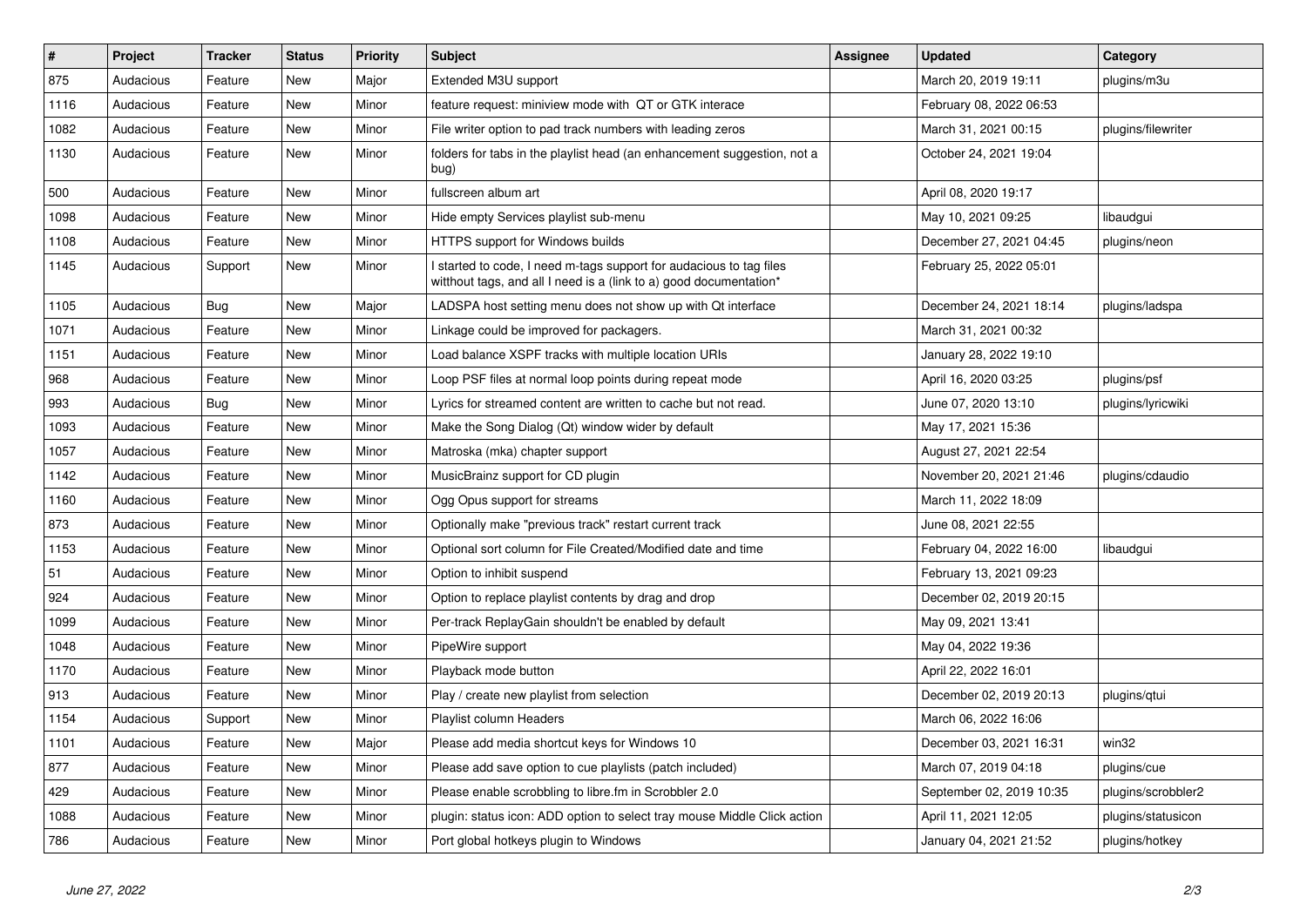| # | Project | Tracker | Status | Priority | Subject | Assignee | Updated | Category |
|---|---|---|---|---|---|---|---|---|
| 875 | Audacious | Feature | New | Major | Extended M3U support | | March 20, 2019 19:11 | plugins/m3u |
| 1116 | Audacious | Feature | New | Minor | feature request: miniview mode with QT or GTK interace | | February 08, 2022 06:53 | |
| 1082 | Audacious | Feature | New | Minor | File writer option to pad track numbers with leading zeros | | March 31, 2021 00:15 | plugins/filewriter |
| 1130 | Audacious | Feature | New | Minor | folders for tabs in the playlist head (an enhancement suggestion, not a bug) | | October 24, 2021 19:04 | |
| 500 | Audacious | Feature | New | Minor | fullscreen album art | | April 08, 2020 19:17 | |
| 1098 | Audacious | Feature | New | Minor | Hide empty Services playlist sub-menu | | May 10, 2021 09:25 | libaudgui |
| 1108 | Audacious | Feature | New | Minor | HTTPS support for Windows builds | | December 27, 2021 04:45 | plugins/neon |
| 1145 | Audacious | Support | New | Minor | I started to code, I need m-tags support for audacious to tag files witthout tags, and all I need is a (link to a) good documentation* | | February 25, 2022 05:01 | |
| 1105 | Audacious | Bug | New | Major | LADSPA host setting menu does not show up with Qt interface | | December 24, 2021 18:14 | plugins/ladspa |
| 1071 | Audacious | Feature | New | Minor | Linkage could be improved for packagers. | | March 31, 2021 00:32 | |
| 1151 | Audacious | Feature | New | Minor | Load balance XSPF tracks with multiple location URIs | | January 28, 2022 19:10 | |
| 968 | Audacious | Feature | New | Minor | Loop PSF files at normal loop points during repeat mode | | April 16, 2020 03:25 | plugins/psf |
| 993 | Audacious | Bug | New | Minor | Lyrics for streamed content are written to cache but not read. | | June 07, 2020 13:10 | plugins/lyricwiki |
| 1093 | Audacious | Feature | New | Minor | Make the Song Dialog (Qt) window wider by default | | May 17, 2021 15:36 | |
| 1057 | Audacious | Feature | New | Minor | Matroska (mka) chapter support | | August 27, 2021 22:54 | |
| 1142 | Audacious | Feature | New | Minor | MusicBrainz support for CD plugin | | November 20, 2021 21:46 | plugins/cdaudio |
| 1160 | Audacious | Feature | New | Minor | Ogg Opus support for streams | | March 11, 2022 18:09 | |
| 873 | Audacious | Feature | New | Minor | Optionally make "previous track" restart current track | | June 08, 2021 22:55 | |
| 1153 | Audacious | Feature | New | Minor | Optional sort column for File Created/Modified date and time | | February 04, 2022 16:00 | libaudgui |
| 51 | Audacious | Feature | New | Minor | Option to inhibit suspend | | February 13, 2021 09:23 | |
| 924 | Audacious | Feature | New | Minor | Option to replace playlist contents by drag and drop | | December 02, 2019 20:15 | |
| 1099 | Audacious | Feature | New | Minor | Per-track ReplayGain shouldn't be enabled by default | | May 09, 2021 13:41 | |
| 1048 | Audacious | Feature | New | Minor | PipeWire support | | May 04, 2022 19:36 | |
| 1170 | Audacious | Feature | New | Minor | Playback mode button | | April 22, 2022 16:01 | |
| 913 | Audacious | Feature | New | Minor | Play / create new playlist from selection | | December 02, 2019 20:13 | plugins/qtui |
| 1154 | Audacious | Support | New | Minor | Playlist column Headers | | March 06, 2022 16:06 | |
| 1101 | Audacious | Feature | New | Major | Please add media shortcut keys for Windows 10 | | December 03, 2021 16:31 | win32 |
| 877 | Audacious | Feature | New | Minor | Please add save option to cue playlists (patch included) | | March 07, 2019 04:18 | plugins/cue |
| 429 | Audacious | Feature | New | Minor | Please enable scrobbling to libre.fm in Scrobbler 2.0 | | September 02, 2019 10:35 | plugins/scrobbler2 |
| 1088 | Audacious | Feature | New | Minor | plugin: status icon: ADD option to select tray mouse Middle Click action | | April 11, 2021 12:05 | plugins/statusicon |
| 786 | Audacious | Feature | New | Minor | Port global hotkeys plugin to Windows | | January 04, 2021 21:52 | plugins/hotkey |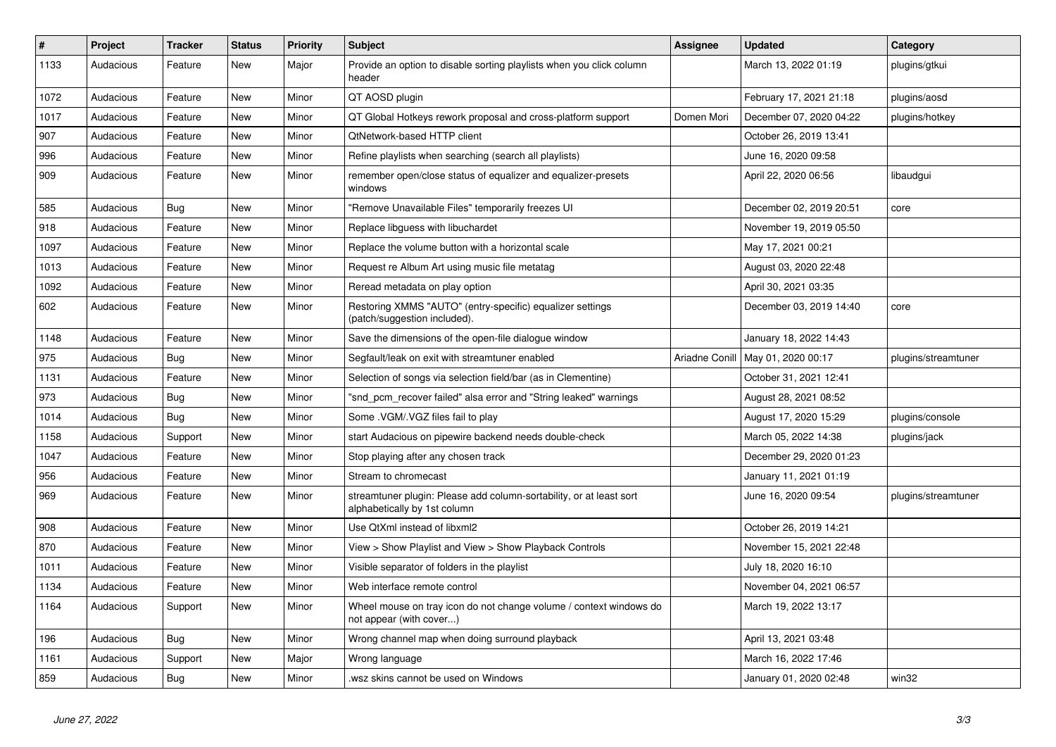| # | Project | Tracker | Status | Priority | Subject | Assignee | Updated | Category |
|---|---|---|---|---|---|---|---|---|
| 1133 | Audacious | Feature | New | Major | Provide an option to disable sorting playlists when you click column header | | March 13, 2022 01:19 | plugins/gtkui |
| 1072 | Audacious | Feature | New | Minor | QT AOSD plugin | | February 17, 2021 21:18 | plugins/aosd |
| 1017 | Audacious | Feature | New | Minor | QT Global Hotkeys rework proposal and cross-platform support | Domen Mori | December 07, 2020 04:22 | plugins/hotkey |
| 907 | Audacious | Feature | New | Minor | QtNetwork-based HTTP client | | October 26, 2019 13:41 | |
| 996 | Audacious | Feature | New | Minor | Refine playlists when searching (search all playlists) | | June 16, 2020 09:58 | |
| 909 | Audacious | Feature | New | Minor | remember open/close status of equalizer and equalizer-presets windows | | April 22, 2020 06:56 | libaudgui |
| 585 | Audacious | Bug | New | Minor | "Remove Unavailable Files" temporarily freezes UI | | December 02, 2019 20:51 | core |
| 918 | Audacious | Feature | New | Minor | Replace libguess with libuchardet | | November 19, 2019 05:50 | |
| 1097 | Audacious | Feature | New | Minor | Replace the volume button with a horizontal scale | | May 17, 2021 00:21 | |
| 1013 | Audacious | Feature | New | Minor | Request re Album Art using music file metatag | | August 03, 2020 22:48 | |
| 1092 | Audacious | Feature | New | Minor | Reread metadata on play option | | April 30, 2021 03:35 | |
| 602 | Audacious | Feature | New | Minor | Restoring XMMS "AUTO" (entry-specific) equalizer settings (patch/suggestion included). | | December 03, 2019 14:40 | core |
| 1148 | Audacious | Feature | New | Minor | Save the dimensions of the open-file dialogue window | | January 18, 2022 14:43 | |
| 975 | Audacious | Bug | New | Minor | Segfault/leak on exit with streamtuner enabled | Ariadne Conill | May 01, 2020 00:17 | plugins/streamtuner |
| 1131 | Audacious | Feature | New | Minor | Selection of songs via selection field/bar (as in Clementine) | | October 31, 2021 12:41 | |
| 973 | Audacious | Bug | New | Minor | "snd_pcm_recover failed" alsa error and "String leaked" warnings | | August 28, 2021 08:52 | |
| 1014 | Audacious | Bug | New | Minor | Some .VGM/.VGZ files fail to play | | August 17, 2020 15:29 | plugins/console |
| 1158 | Audacious | Support | New | Minor | start Audacious on pipewire backend needs double-check | | March 05, 2022 14:38 | plugins/jack |
| 1047 | Audacious | Feature | New | Minor | Stop playing after any chosen track | | December 29, 2020 01:23 | |
| 956 | Audacious | Feature | New | Minor | Stream to chromecast | | January 11, 2021 01:19 | |
| 969 | Audacious | Feature | New | Minor | streamtuner plugin: Please add column-sortability, or at least sort alphabetically by 1st column | | June 16, 2020 09:54 | plugins/streamtuner |
| 908 | Audacious | Feature | New | Minor | Use QtXml instead of libxml2 | | October 26, 2019 14:21 | |
| 870 | Audacious | Feature | New | Minor | View > Show Playlist and View > Show Playback Controls | | November 15, 2021 22:48 | |
| 1011 | Audacious | Feature | New | Minor | Visible separator of folders in the playlist | | July 18, 2020 16:10 | |
| 1134 | Audacious | Feature | New | Minor | Web interface remote control | | November 04, 2021 06:57 | |
| 1164 | Audacious | Support | New | Minor | Wheel mouse on tray icon do not change volume / context windows do not appear (with cover...) | | March 19, 2022 13:17 | |
| 196 | Audacious | Bug | New | Minor | Wrong channel map when doing surround playback | | April 13, 2021 03:48 | |
| 1161 | Audacious | Support | New | Major | Wrong language | | March 16, 2022 17:46 | |
| 859 | Audacious | Bug | New | Minor | .wsz skins cannot be used on Windows | | January 01, 2020 02:48 | win32 |

*June 27, 2022*